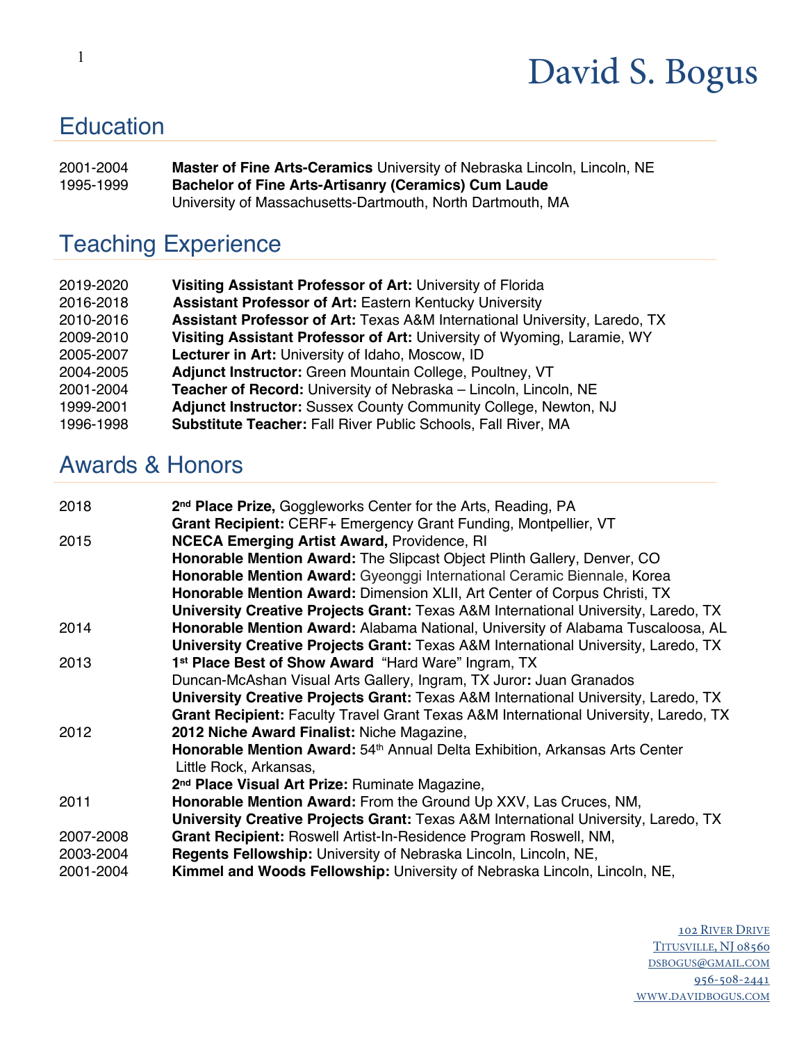# David S. Bogus

## Education

2001-2004 **Master of Fine Arts-Ceramics** University of Nebraska Lincoln, Lincoln, NE
1995-1999 **Bachelor of Fine Arts-Artisanry (Ceramics) Cum Laude**
University of Massachusetts-Dartmouth, North Dartmouth, MA

## Teaching Experience

2019-2020 **Visiting Assistant Professor of Art:** University of Florida
2016-2018 **Assistant Professor of Art:** Eastern Kentucky University
2010-2016 **Assistant Professor of Art:** Texas A&M International University, Laredo, TX
2009-2010 **Visiting Assistant Professor of Art:** University of Wyoming, Laramie, WY
2005-2007 **Lecturer in Art:** University of Idaho, Moscow, ID
2004-2005 **Adjunct Instructor:** Green Mountain College, Poultney, VT
2001-2004 **Teacher of Record:** University of Nebraska – Lincoln, Lincoln, NE
1999-2001 **Adjunct Instructor:** Sussex County Community College, Newton, NJ
1996-1998 **Substitute Teacher:** Fall River Public Schools, Fall River, MA

## Awards & Honors

2018 **2nd Place Prize,** Goggleworks Center for the Arts, Reading, PA
**Grant Recipient:** CERF+ Emergency Grant Funding, Montpellier, VT

2015 **NCECA Emerging Artist Award,** Providence, RI
**Honorable Mention Award:** The Slipcast Object Plinth Gallery, Denver, CO
**Honorable Mention Award:** Gyeonggi International Ceramic Biennale, Korea
**Honorable Mention Award:** Dimension XLII, Art Center of Corpus Christi, TX
**University Creative Projects Grant:** Texas A&M International University, Laredo, TX

2014 **Honorable Mention Award:** Alabama National, University of Alabama Tuscaloosa, AL
**University Creative Projects Grant:** Texas A&M International University, Laredo, TX

2013 **1st Place Best of Show Award** "Hard Ware" Ingram, TX
Duncan-McAshan Visual Arts Gallery, Ingram, TX Juror**:** Juan Granados
**University Creative Projects Grant:** Texas A&M International University, Laredo, TX
**Grant Recipient:** Faculty Travel Grant Texas A&M International University, Laredo, TX

2012 **2012 Niche Award Finalist:** Niche Magazine,
**Honorable Mention Award:** 54th Annual Delta Exhibition, Arkansas Arts Center
Little Rock, Arkansas,
**2nd Place Visual Art Prize:** Ruminate Magazine,

2011 **Honorable Mention Award:** From the Ground Up XXV, Las Cruces, NM,
**University Creative Projects Grant:** Texas A&M International University, Laredo, TX

2007-2008 **Grant Recipient:** Roswell Artist-In-Residence Program Roswell, NM,
2003-2004 **Regents Fellowship:** University of Nebraska Lincoln, Lincoln, NE,
2001-2004 **Kimmel and Woods Fellowship:** University of Nebraska Lincoln, Lincoln, NE,

102 River Drive
Titusville, NJ 08560
dsbogus@gmail.com
956-508-2441
www.davidbogus.com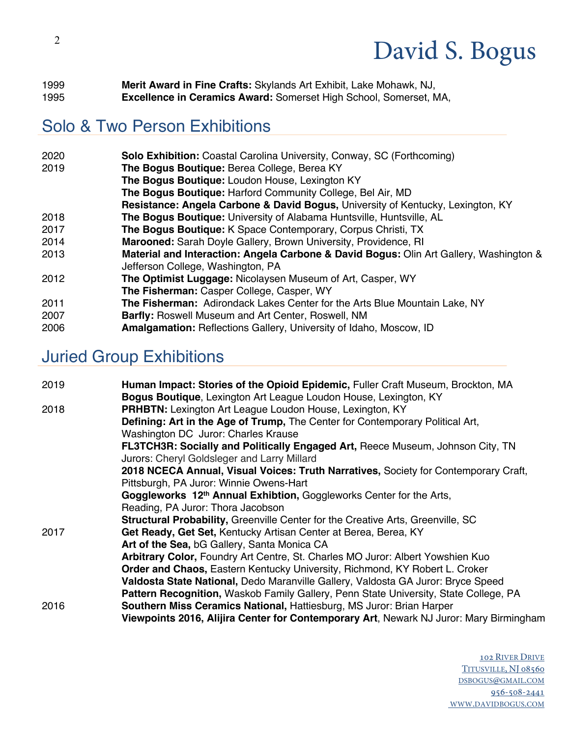1999 **Merit Award in Fine Crafts:** Skylands Art Exhibit, Lake Mohawk, NJ,
1995 **Excellence in Ceramics Award:** Somerset High School, Somerset, MA,

## Solo & Two Person Exhibitions

2020 **Solo Exhibition:** Coastal Carolina University, Conway, SC (Forthcoming)
2019 **The Bogus Boutique:** Berea College, Berea KY
**The Bogus Boutique:** Loudon House, Lexington KY
**The Bogus Boutique:** Harford Community College, Bel Air, MD
**Resistance: Angela Carbone & David Bogus,** University of Kentucky, Lexington, KY
2018 **The Bogus Boutique:** University of Alabama Huntsville, Huntsville, AL
2017 **The Bogus Boutique:** K Space Contemporary, Corpus Christi, TX
2014 **Marooned:** Sarah Doyle Gallery, Brown University, Providence, RI
2013 **Material and Interaction: Angela Carbone & David Bogus:** Olin Art Gallery, Washington & Jefferson College, Washington, PA
2012 **The Optimist Luggage:** Nicolaysen Museum of Art, Casper, WY
**The Fisherman:** Casper College, Casper, WY
2011 **The Fisherman:** Adirondack Lakes Center for the Arts Blue Mountain Lake, NY
2007 **Barfly:** Roswell Museum and Art Center, Roswell, NM
2006 **Amalgamation:** Reflections Gallery, University of Idaho, Moscow, ID

## Juried Group Exhibitions

2019 **Human Impact: Stories of the Opioid Epidemic,** Fuller Craft Museum, Brockton, MA
**Bogus Boutique**, Lexington Art League Loudon House, Lexington, KY
2018 **PRHBTN:** Lexington Art League Loudon House, Lexington, KY
**Defining: Art in the Age of Trump,** The Center for Contemporary Political Art, Washington DC Juror: Charles Krause
**FL3TCH3R: Socially and Politically Engaged Art,** Reece Museum, Johnson City, TN Jurors: Cheryl Goldsleger and Larry Millard
**2018 NCECA Annual, Visual Voices: Truth Narratives,** Society for Contemporary Craft, Pittsburgh, PA Juror: Winnie Owens-Hart
**Goggleworks 12th Annual Exhibtion,** Goggleworks Center for the Arts, Reading, PA Juror: Thora Jacobson
**Structural Probability,** Greenville Center for the Creative Arts, Greenville, SC
2017 **Get Ready, Get Set,** Kentucky Artisan Center at Berea, Berea, KY
**Art of the Sea,** bG Gallery, Santa Monica CA
**Arbitrary Color,** Foundry Art Centre, St. Charles MO Juror: Albert Yowshien Kuo
**Order and Chaos,** Eastern Kentucky University, Richmond, KY Robert L. Croker
**Valdosta State National,** Dedo Maranville Gallery, Valdosta GA Juror: Bryce Speed
**Pattern Recognition,** Waskob Family Gallery, Penn State University, State College, PA
2016 **Southern Miss Ceramics National,** Hattiesburg, MS Juror: Brian Harper
**Viewpoints 2016, Alijira Center for Contemporary Art**, Newark NJ Juror: Mary Birmingham

102 River Drive
Titusville, NJ 08560
dsbogus@gmail.com
956-508-2441
www.davidbogus.com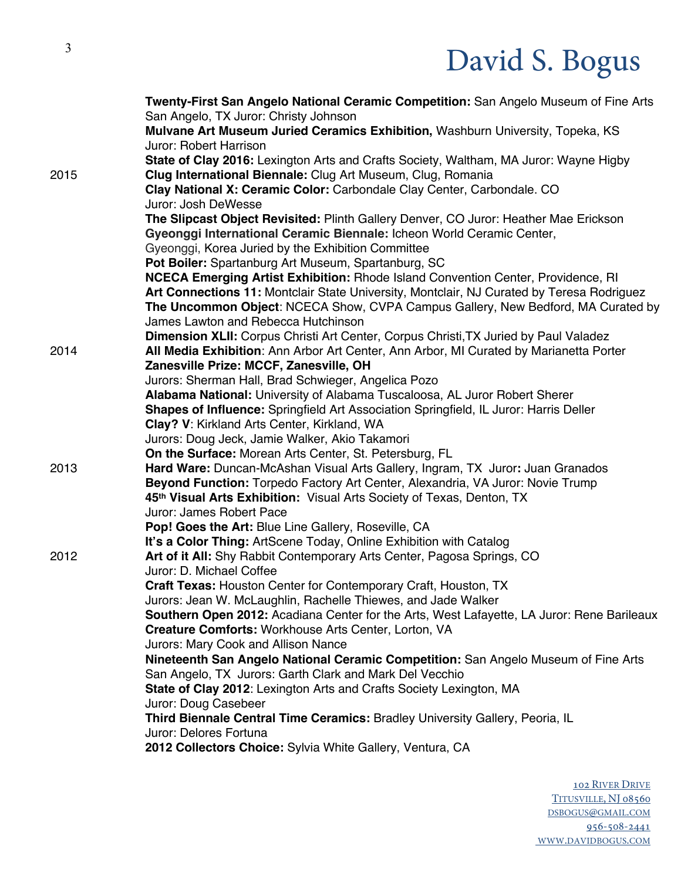**Twenty-First San Angelo National Ceramic Competition:** San Angelo Museum of Fine Arts San Angelo, TX Juror: Christy Johnson
**Mulvane Art Museum Juried Ceramics Exhibition,** Washburn University, Topeka, KS Juror: Robert Harrison
**State of Clay 2016:** Lexington Arts and Crafts Society, Waltham, MA Juror: Wayne Higby

2015
**Clug International Biennale:** Clug Art Museum, Clug, Romania
**Clay National X: Ceramic Color:** Carbondale Clay Center, Carbondale. CO Juror: Josh DeWesse
**The Slipcast Object Revisited:** Plinth Gallery Denver, CO Juror: Heather Mae Erickson
**Gyeonggi International Ceramic Biennale:** Icheon World Ceramic Center, Gyeonggi, Korea Juried by the Exhibition Committee
**Pot Boiler:** Spartanburg Art Museum, Spartanburg, SC
**NCECA Emerging Artist Exhibition:** Rhode Island Convention Center, Providence, RI
**Art Connections 11:** Montclair State University, Montclair, NJ Curated by Teresa Rodriguez
**The Uncommon Object**: NCECA Show, CVPA Campus Gallery, New Bedford, MA Curated by James Lawton and Rebecca Hutchinson
**Dimension XLII:** Corpus Christi Art Center, Corpus Christi,TX Juried by Paul Valadez

2014
**All Media Exhibition**: Ann Arbor Art Center, Ann Arbor, MI Curated by Marianetta Porter
**Zanesville Prize: MCCF, Zanesville, OH** Jurors: Sherman Hall, Brad Schwieger, Angelica Pozo
**Alabama National:** University of Alabama Tuscaloosa, AL Juror Robert Sherer
**Shapes of Influence:** Springfield Art Association Springfield, IL Juror: Harris Deller
**Clay? V**: Kirkland Arts Center, Kirkland, WA Jurors: Doug Jeck, Jamie Walker, Akio Takamori
**On the Surface:** Morean Arts Center, St. Petersburg, FL

2013
**Hard Ware:** Duncan-McAshan Visual Arts Gallery, Ingram, TX Juror**:** Juan Granados
**Beyond Function:** Torpedo Factory Art Center, Alexandria, VA Juror: Novie Trump
**45th Visual Arts Exhibition:** Visual Arts Society of Texas, Denton, TX Juror: James Robert Pace
**Pop! Goes the Art:** Blue Line Gallery, Roseville, CA
**It's a Color Thing:** ArtScene Today, Online Exhibition with Catalog

2012
**Art of it All:** Shy Rabbit Contemporary Arts Center, Pagosa Springs, CO Juror: D. Michael Coffee
**Craft Texas:** Houston Center for Contemporary Craft, Houston, TX Jurors: Jean W. McLaughlin, Rachelle Thiewes, and Jade Walker
**Southern Open 2012:** Acadiana Center for the Arts, West Lafayette, LA Juror: Rene Barileaux
**Creature Comforts:** Workhouse Arts Center, Lorton, VA Jurors: Mary Cook and Allison Nance
**Nineteenth San Angelo National Ceramic Competition:** San Angelo Museum of Fine Arts San Angelo, TX Jurors: Garth Clark and Mark Del Vecchio
**State of Clay 2012**: Lexington Arts and Crafts Society Lexington, MA Juror: Doug Casebeer
**Third Biennale Central Time Ceramics:** Bradley University Gallery, Peoria, IL Juror: Delores Fortuna
**2012 Collectors Choice:** Sylvia White Gallery, Ventura, CA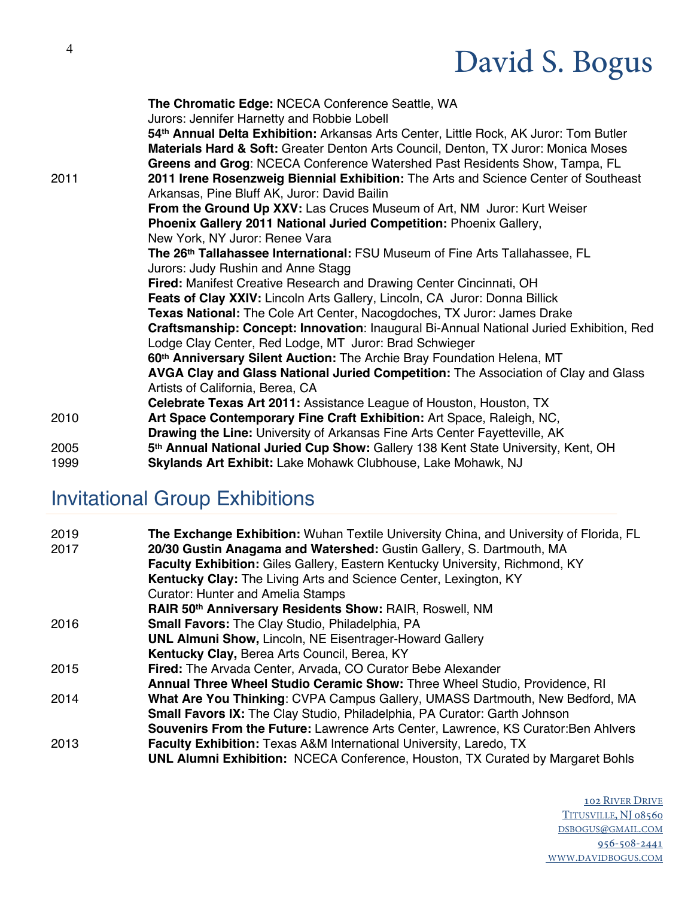| | |
|---|---|
| | **The Chromatic Edge:** NCECA Conference Seattle, WA Jurors: Jennifer Harnetty and Robbie Lobell |
| | **54th Annual Delta Exhibition:** Arkansas Arts Center, Little Rock, AK Juror: Tom Butler |
| | **Materials Hard & Soft:** Greater Denton Arts Council, Denton, TX Juror: Monica Moses |
| | **Greens and Grog**: NCECA Conference Watershed Past Residents Show, Tampa, FL |
| 2011 | **2011 Irene Rosenzweig Biennial Exhibition:** The Arts and Science Center of Southeast Arkansas, Pine Bluff AK, Juror: David Bailin |
| | **From the Ground Up XXV:** Las Cruces Museum of Art, NM Juror: Kurt Weiser |
| | **Phoenix Gallery 2011 National Juried Competition:** Phoenix Gallery, New York, NY Juror: Renee Vara |
| | **The 26th Tallahassee International:** FSU Museum of Fine Arts Tallahassee, FL Jurors: Judy Rushin and Anne Stagg |
| | **Fired:** Manifest Creative Research and Drawing Center Cincinnati, OH |
| | **Feats of Clay XXIV:** Lincoln Arts Gallery, Lincoln, CA Juror: Donna Billick |
| | **Texas National:** The Cole Art Center, Nacogdoches, TX Juror: James Drake |
| | **Craftsmanship: Concept: Innovation**: Inaugural Bi-Annual National Juried Exhibition, Red Lodge Clay Center, Red Lodge, MT Juror: Brad Schwieger |
| | **60th Anniversary Silent Auction:** The Archie Bray Foundation Helena, MT |
| | **AVGA Clay and Glass National Juried Competition:** The Association of Clay and Glass Artists of California, Berea, CA |
| | **Celebrate Texas Art 2011:** Assistance League of Houston, Houston, TX |
| 2010 | **Art Space Contemporary Fine Craft Exhibition:** Art Space, Raleigh, NC, |
| | **Drawing the Line:** University of Arkansas Fine Arts Center Fayetteville, AK |
| 2005 | **5th Annual National Juried Cup Show:** Gallery 138 Kent State University, Kent, OH |
| 1999 | **Skylands Art Exhibit:** Lake Mohawk Clubhouse, Lake Mohawk, NJ |

## Invitational Group Exhibitions

| | |
|---|---|
| 2019 | **The Exchange Exhibition:** Wuhan Textile University China, and University of Florida, FL |
| 2017 | **20/30 Gustin Anagama and Watershed:** Gustin Gallery, S. Dartmouth, MA |
| | **Faculty Exhibition:** Giles Gallery, Eastern Kentucky University, Richmond, KY |
| | **Kentucky Clay:** The Living Arts and Science Center, Lexington, KY Curator: Hunter and Amelia Stamps |
| | **RAIR 50th Anniversary Residents Show:** RAIR, Roswell, NM |
| 2016 | **Small Favors:** The Clay Studio, Philadelphia, PA |
| | **UNL Almuni Show,** Lincoln, NE Eisentrager-Howard Gallery |
| | **Kentucky Clay,** Berea Arts Council, Berea, KY |
| 2015 | **Fired:** The Arvada Center, Arvada, CO Curator Bebe Alexander |
| | **Annual Three Wheel Studio Ceramic Show:** Three Wheel Studio, Providence, RI |
| 2014 | **What Are You Thinking**: CVPA Campus Gallery, UMASS Dartmouth, New Bedford, MA |
| | **Small Favors IX:** The Clay Studio, Philadelphia, PA Curator: Garth Johnson |
| | **Souvenirs From the Future:** Lawrence Arts Center, Lawrence, KS Curator:Ben Ahlvers |
| 2013 | **Faculty Exhibition:** Texas A&M International University, Laredo, TX |
| | **UNL Alumni Exhibition:** NCECA Conference, Houston, TX Curated by Margaret Bohls |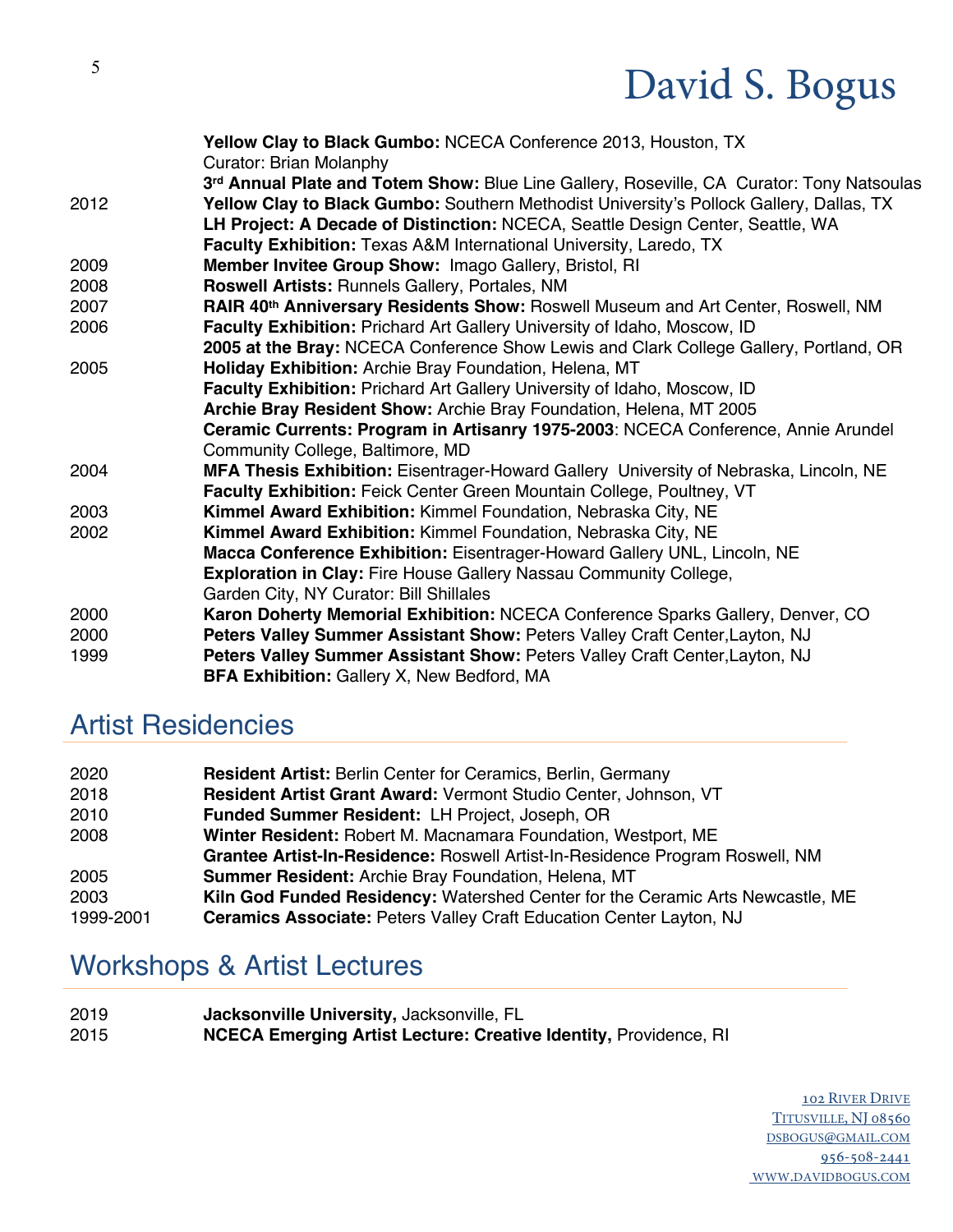| | |
|---|---|
| | **Yellow Clay to Black Gumbo:** NCECA Conference 2013, Houston, TX<br>Curator: Brian Molanphy |
| | **3rd Annual Plate and Totem Show:** Blue Line Gallery, Roseville, CA Curator: Tony Natsoulas |
| 2012 | **Yellow Clay to Black Gumbo:** Southern Methodist University's Pollock Gallery, Dallas, TX |
| | **LH Project: A Decade of Distinction:** NCECA, Seattle Design Center, Seattle, WA |
| | **Faculty Exhibition:** Texas A&M International University, Laredo, TX |
| 2009 | **Member Invitee Group Show:** Imago Gallery, Bristol, RI |
| 2008 | **Roswell Artists:** Runnels Gallery, Portales, NM |
| 2007 | **RAIR 40th Anniversary Residents Show:** Roswell Museum and Art Center, Roswell, NM |
| 2006 | **Faculty Exhibition:** Prichard Art Gallery University of Idaho, Moscow, ID |
| | **2005 at the Bray:** NCECA Conference Show Lewis and Clark College Gallery, Portland, OR |
| 2005 | **Holiday Exhibition:** Archie Bray Foundation, Helena, MT |
| | **Faculty Exhibition:** Prichard Art Gallery University of Idaho, Moscow, ID |
| | **Archie Bray Resident Show:** Archie Bray Foundation, Helena, MT 2005 |
| | **Ceramic Currents: Program in Artisanry 1975-2003**: NCECA Conference, Annie Arundel Community College, Baltimore, MD |
| 2004 | **MFA Thesis Exhibition:** Eisentrager-Howard Gallery University of Nebraska, Lincoln, NE |
| | **Faculty Exhibition:** Feick Center Green Mountain College, Poultney, VT |
| 2003 | **Kimmel Award Exhibition:** Kimmel Foundation, Nebraska City, NE |
| 2002 | **Kimmel Award Exhibition:** Kimmel Foundation, Nebraska City, NE |
| | **Macca Conference Exhibition:** Eisentrager-Howard Gallery UNL, Lincoln, NE |
| | **Exploration in Clay:** Fire House Gallery Nassau Community College,<br>Garden City, NY Curator: Bill Shillales |
| 2000 | **Karon Doherty Memorial Exhibition:** NCECA Conference Sparks Gallery, Denver, CO |
| 2000 | **Peters Valley Summer Assistant Show:** Peters Valley Craft Center,Layton, NJ |
| 1999 | **Peters Valley Summer Assistant Show:** Peters Valley Craft Center,Layton, NJ |
| | **BFA Exhibition:** Gallery X, New Bedford, MA |

## Artist Residencies

| | |
|---|---|
| 2020 | **Resident Artist:** Berlin Center for Ceramics, Berlin, Germany |
| 2018 | **Resident Artist Grant Award:** Vermont Studio Center, Johnson, VT |
| 2010 | **Funded Summer Resident:** LH Project, Joseph, OR |
| 2008 | **Winter Resident:** Robert M. Macnamara Foundation, Westport, ME |
| | **Grantee Artist-In-Residence:** Roswell Artist-In-Residence Program Roswell, NM |
| 2005 | **Summer Resident:** Archie Bray Foundation, Helena, MT |
| 2003 | **Kiln God Funded Residency:** Watershed Center for the Ceramic Arts Newcastle, ME |
| 1999-2001 | **Ceramics Associate:** Peters Valley Craft Education Center Layton, NJ |

## Workshops & Artist Lectures

| | |
|---|---|
| 2019 | **Jacksonville University,** Jacksonville, FL |
| 2015 | **NCECA Emerging Artist Lecture: Creative Identity,** Providence, RI |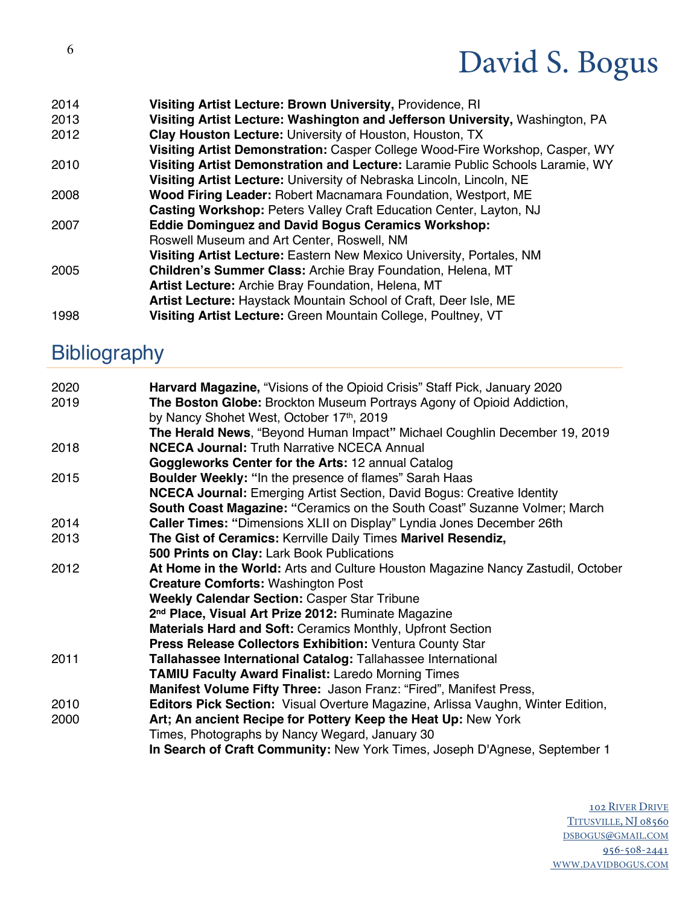| | |
|---|---|
| 2014 | **Visiting Artist Lecture: Brown University,** Providence, RI |
| 2013 | **Visiting Artist Lecture: Washington and Jefferson University,** Washington, PA |
| 2012 | **Clay Houston Lecture:** University of Houston, Houston, TX |
| | **Visiting Artist Demonstration:** Casper College Wood-Fire Workshop, Casper, WY |
| 2010 | **Visiting Artist Demonstration and Lecture:** Laramie Public Schools Laramie, WY |
| | **Visiting Artist Lecture:** University of Nebraska Lincoln, Lincoln, NE |
| 2008 | **Wood Firing Leader:** Robert Macnamara Foundation, Westport, ME |
| | **Casting Workshop:** Peters Valley Craft Education Center, Layton, NJ |
| 2007 | **Eddie Dominguez and David Bogus Ceramics Workshop:** Roswell Museum and Art Center, Roswell, NM |
| | **Visiting Artist Lecture:** Eastern New Mexico University, Portales, NM |
| 2005 | **Children's Summer Class:** Archie Bray Foundation, Helena, MT |
| | **Artist Lecture:** Archie Bray Foundation, Helena, MT |
| | **Artist Lecture:** Haystack Mountain School of Craft, Deer Isle, ME |
| 1998 | **Visiting Artist Lecture:** Green Mountain College, Poultney, VT |

## Bibliography

| | |
|---|---|
| 2020 | **Harvard Magazine,** "Visions of the Opioid Crisis" Staff Pick, January 2020 |
| 2019 | **The Boston Globe:** Brockton Museum Portrays Agony of Opioid Addiction, by Nancy Shohet West, October 17th, 2019 |
| | **The Herald News**, "Beyond Human Impact**"** Michael Coughlin December 19, 2019 |
| 2018 | **NCECA Journal:** Truth Narrative NCECA Annual |
| | **Goggleworks Center for the Arts:** 12 annual Catalog |
| 2015 | **Boulder Weekly: "**In the presence of flames" Sarah Haas |
| | **NCECA Journal:** Emerging Artist Section, David Bogus: Creative Identity |
| | **South Coast Magazine: "**Ceramics on the South Coast" Suzanne Volmer; March |
| 2014 | **Caller Times: "**Dimensions XLII on Display" Lyndia Jones December 26th |
| 2013 | **The Gist of Ceramics:** Kerrville Daily Times **Marivel Resendiz,** |
| | **500 Prints on Clay:** Lark Book Publications |
| 2012 | **At Home in the World:** Arts and Culture Houston Magazine Nancy Zastudil, October |
| | **Creature Comforts:** Washington Post |
| | **Weekly Calendar Section:** Casper Star Tribune |
| | **2nd Place, Visual Art Prize 2012:** Ruminate Magazine |
| | **Materials Hard and Soft:** Ceramics Monthly, Upfront Section |
| | **Press Release Collectors Exhibition:** Ventura County Star |
| 2011 | **Tallahassee International Catalog:** Tallahassee International |
| | **TAMIU Faculty Award Finalist:** Laredo Morning Times |
| | **Manifest Volume Fifty Three:** Jason Franz: "Fired", Manifest Press, |
| 2010 | **Editors Pick Section:** Visual Overture Magazine, Arlissa Vaughn, Winter Edition, |
| 2000 | **Art; An ancient Recipe for Pottery Keep the Heat Up:** New York Times, Photographs by Nancy Wegard, January 30 |
| | **In Search of Craft Community:** New York Times, Joseph D'Agnese, September 1 |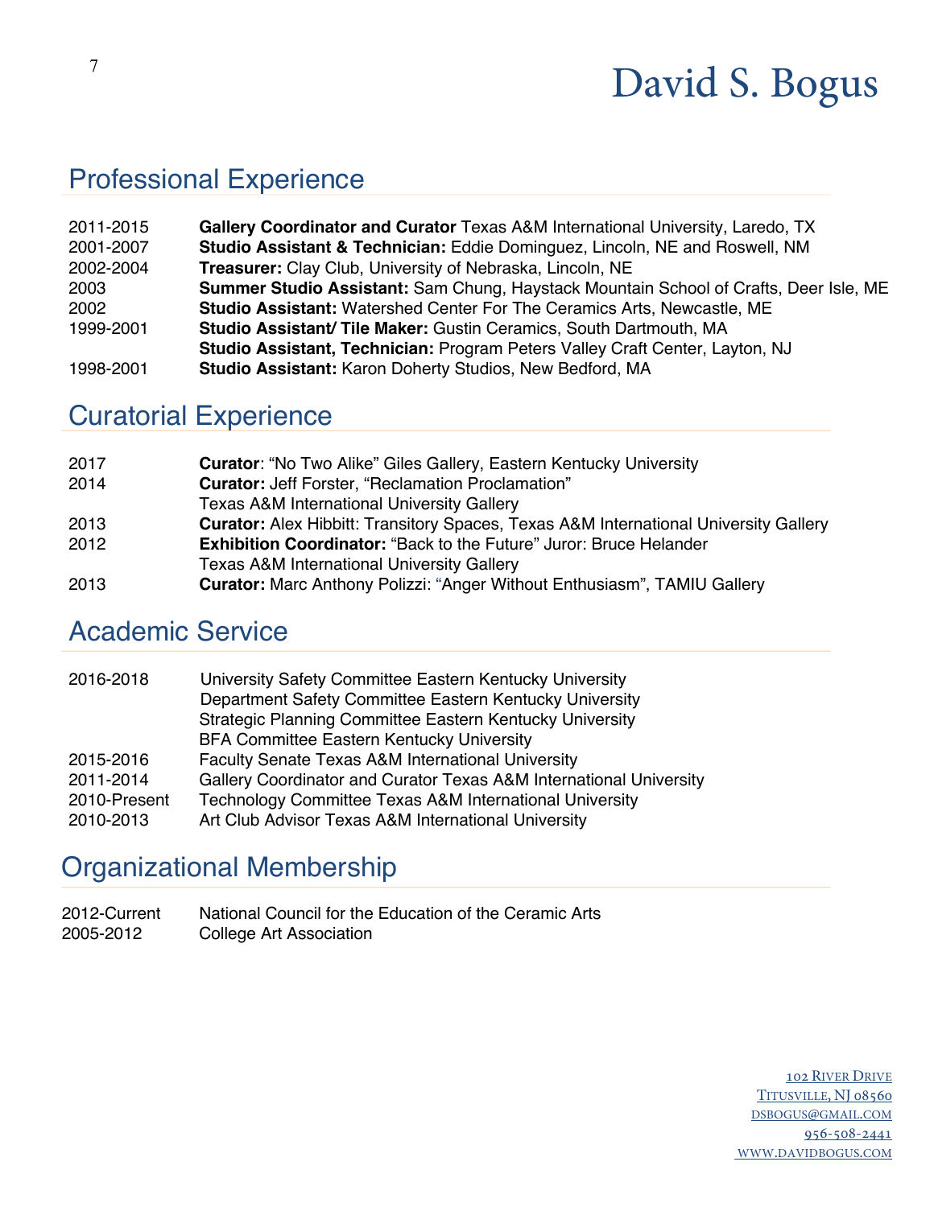# David S. Bogus

## Professional Experience

| | |
|---|---|
| 2011-2015 | **Gallery Coordinator and Curator** Texas A&M International University, Laredo, TX |
| 2001-2007 | **Studio Assistant & Technician:** Eddie Dominguez, Lincoln, NE and Roswell, NM |
| 2002-2004 | **Treasurer:** Clay Club, University of Nebraska, Lincoln, NE |
| 2003 | **Summer Studio Assistant:** Sam Chung, Haystack Mountain School of Crafts, Deer Isle, ME |
| 2002 | **Studio Assistant:** Watershed Center For The Ceramics Arts, Newcastle, ME |
| 1999-2001 | **Studio Assistant/ Tile Maker:** Gustin Ceramics, South Dartmouth, MA |
| | **Studio Assistant, Technician:** Program Peters Valley Craft Center, Layton, NJ |
| 1998-2001 | **Studio Assistant:** Karon Doherty Studios, New Bedford, MA |

## Curatorial Experience

| | |
|---|---|
| 2017 | **Curator**: "No Two Alike" Giles Gallery, Eastern Kentucky University |
| 2014 | **Curator:** Jeff Forster, "Reclamation Proclamation" Texas A&M International University Gallery |
| 2013 | **Curator:** Alex Hibbitt: Transitory Spaces, Texas A&M International University Gallery |
| 2012 | **Exhibition Coordinator:** "Back to the Future" Juror: Bruce Helander Texas A&M International University Gallery |
| 2013 | **Curator:** Marc Anthony Polizzi: "Anger Without Enthusiasm", TAMIU Gallery |

## Academic Service

| | |
|---|---|
| 2016-2018 | University Safety Committee Eastern Kentucky University |
| | Department Safety Committee Eastern Kentucky University |
| | Strategic Planning Committee Eastern Kentucky University |
| | BFA Committee Eastern Kentucky University |
| 2015-2016 | Faculty Senate Texas A&M International University |
| 2011-2014 | Gallery Coordinator and Curator Texas A&M International University |
| 2010-Present | Technology Committee Texas A&M International University |
| 2010-2013 | Art Club Advisor Texas A&M International University |

## Organizational Membership

| | |
|---|---|
| 2012-Current | National Council for the Education of the Ceramic Arts |
| 2005-2012 | College Art Association |

102 River Drive
Titusville, NJ 08560
dsbogus@gmail.com
956-508-2441
www.davidbogus.com